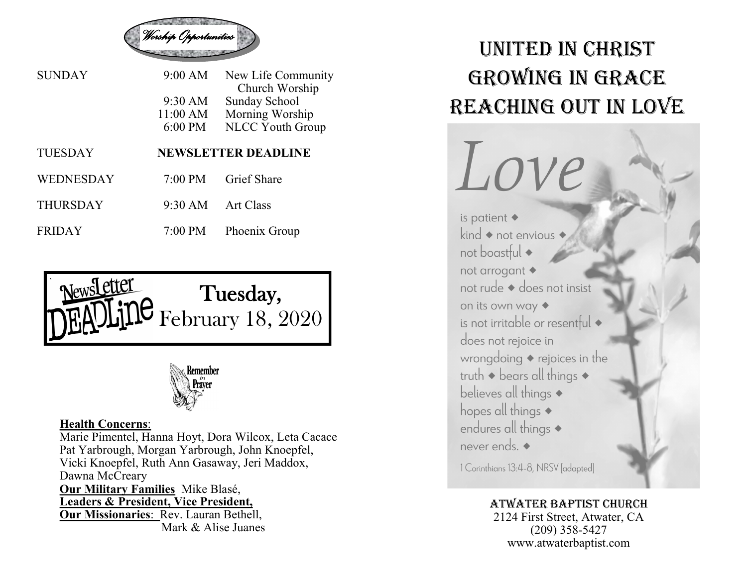## Worship Opportunities

| | | |
|---|---|---|
| SUNDAY | 9:00 AM | New Life Community Church Worship |
| | 9:30 AM | Sunday School |
| | 11:00 AM | Morning Worship |
| | 6:00 PM | NLCC Youth Group |
| TUESDAY | **NEWSLETTER DEADLINE** | |
| WEDNESDAY | 7:00 PM | Grief Share |
| THURSDAY | 9:30 AM | Art Class |
| FRIDAY | 7:00 PM | Phoenix Group |

**NewsLetter DEADLine** Tuesday, February 18, 2020

Remember in Prayer

**Health Concerns**:
Marie Pimentel, Hanna Hoyt, Dora Wilcox, Leta Cacace Pat Yarbrough, Morgan Yarbrough, John Knoepfel, Vicki Knoepfel, Ruth Ann Gasaway, Jeri Maddox, Dawna McCreary
**Our Military Families** Mike Blasé,
**Leaders & President, Vice President,**
**Our Missionaries**: Rev. Lauran Bethell, Mark & Alise Juanes

# UNITED IN CHRIST
# GROWING IN GRACE
# REACHING OUT IN LOVE

*Love*

is patient ◆
kind ◆ not envious ◆
not boastful ◆
not arrogant ◆
not rude ◆ does not insist on its own way ◆
is not irritable or resentful ◆
does not rejoice in wrongdoing ◆ rejoices in the truth ◆ bears all things ◆
believes all things ◆
hopes all things ◆
endures all things ◆
never ends. ◆

1 Corinthians 13:4-8, NRSV [adapted]

ATWATER BAPTIST CHURCH
2124 First Street, Atwater, CA
(209) 358-5427
www.atwaterbaptist.com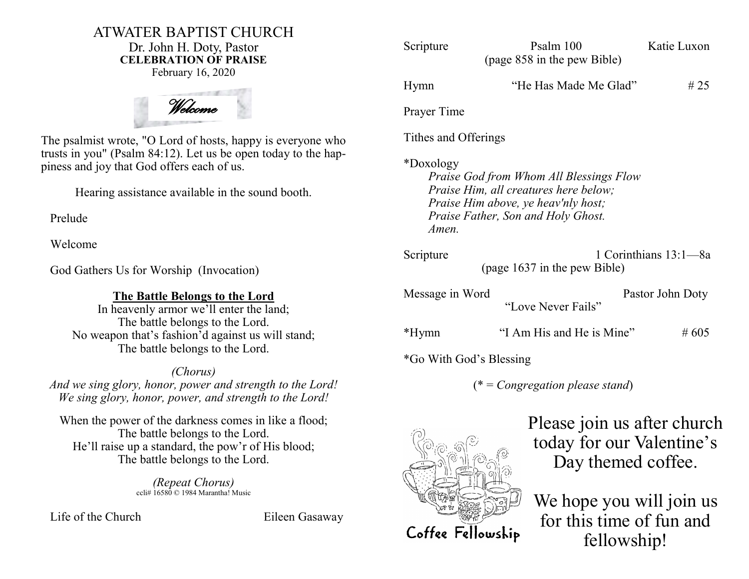# ATWATER BAPTIST CHURCH

Dr. John H. Doty, Pastor

**CELEBRATION OF PRAISE**

February 16, 2020

*Welcome*

The psalmist wrote, "O Lord of hosts, happy is everyone who trusts in you" (Psalm 84:12). Let us be open today to the happiness and joy that God offers each of us.

Hearing assistance available in the sound booth.

Prelude

Welcome

God Gathers Us for Worship (Invocation)

**The Battle Belongs to the Lord**

In heavenly armor we'll enter the land;
The battle belongs to the Lord.
No weapon that's fashion'd against us will stand;
The battle belongs to the Lord.

*(Chorus)*
*And we sing glory, honor, power and strength to the Lord!*
*We sing glory, honor, power, and strength to the Lord!*

When the power of the darkness comes in like a flood;
The battle belongs to the Lord.
He'll raise up a standard, the pow'r of His blood;
The battle belongs to the Lord.

*(Repeat Chorus)*
ccli# 16580 © 1984 Marantha! Music

Life of the Church — Eileen Gasaway

Scripture — Psalm 100 (page 858 in the pew Bible) — Katie Luxon

Hymn — "He Has Made Me Glad" — # 25

Prayer Time

Tithes and Offerings

*Doxology
*Praise God from Whom All Blessings Flow*
*Praise Him, all creatures here below;*
*Praise Him above, ye heav'nly host;*
*Praise Father, Son and Holy Ghost.*
*Amen.*

Scripture — 1 Corinthians 13:1—8a (page 1637 in the pew Bible)

Message in Word — "Love Never Fails" — Pastor John Doty

*Hymn — "I Am His and He is Mine" — # 605

*Go With God's Blessing

(* = *Congregation please stand*)

Coffee Fellowship

Please join us after church today for our Valentine's Day themed coffee.

We hope you will join us for this time of fun and fellowship!